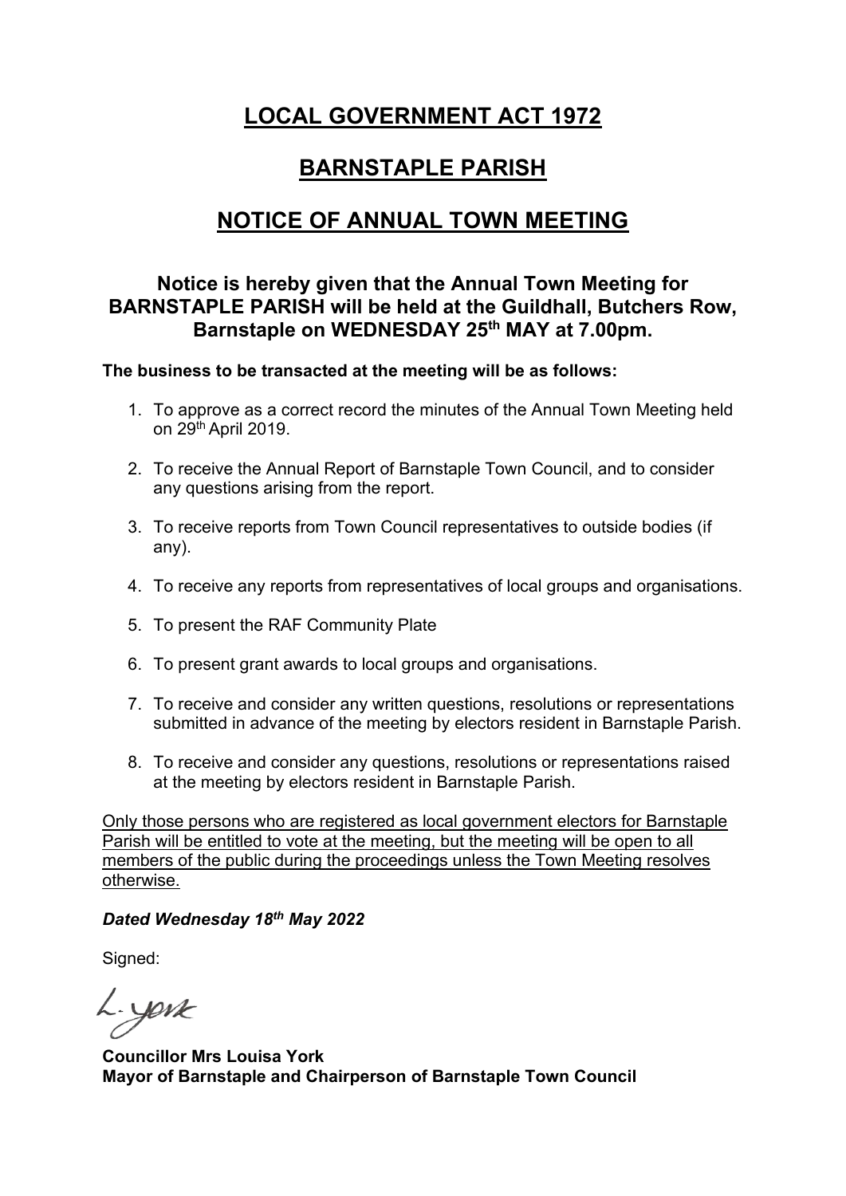# LOCAL GOVERNMENT ACT 1972

# BARNSTAPLE PARISH

# NOTICE OF ANNUAL TOWN MEETING

### Notice is hereby given that the Annual Town Meeting for BARNSTAPLE PARISH will be held at the Guildhall, Butchers Row, Barnstaple on WEDNESDAY 25th MAY at 7.00pm.

**The business to be transacted at the meeting will be as follows:**

1. To approve as a correct record the minutes of the Annual Town Meeting held on 29th April 2019.
2. To receive the Annual Report of Barnstaple Town Council, and to consider any questions arising from the report.
3. To receive reports from Town Council representatives to outside bodies (if any).
4. To receive any reports from representatives of local groups and organisations.
5. To present the RAF Community Plate
6. To present grant awards to local groups and organisations.
7. To receive and consider any written questions, resolutions or representations submitted in advance of the meeting by electors resident in Barnstaple Parish.
8. To receive and consider any questions, resolutions or representations raised at the meeting by electors resident in Barnstaple Parish.

Only those persons who are registered as local government electors for Barnstaple Parish will be entitled to vote at the meeting, but the meeting will be open to all members of the public during the proceedings unless the Town Meeting resolves otherwise.

***Dated Wednesday 18th May 2022***

Signed:

L. York

**Councillor Mrs Louisa York**
**Mayor of Barnstaple and Chairperson of Barnstaple Town Council**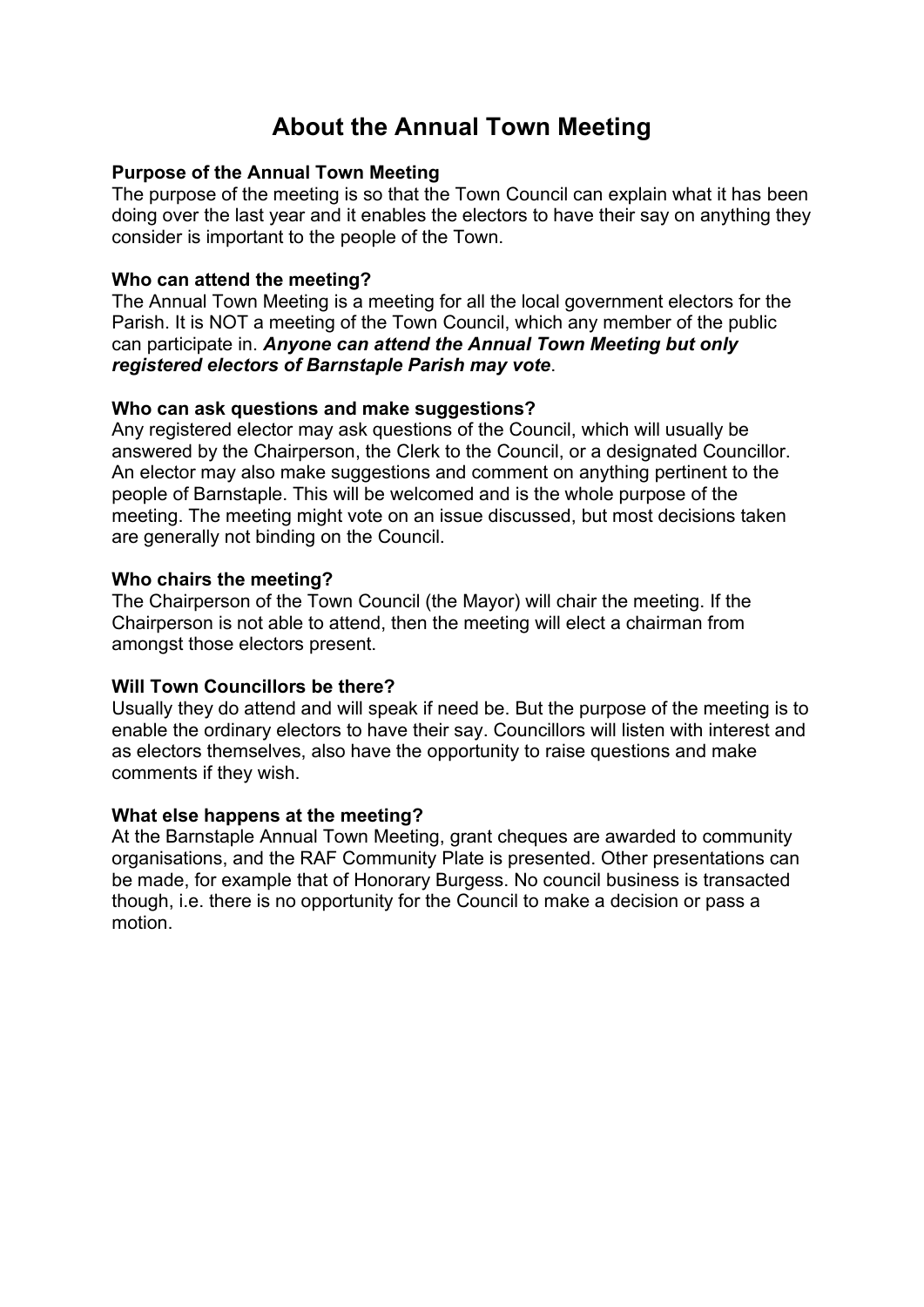# About the Annual Town Meeting

**Purpose of the Annual Town Meeting**
The purpose of the meeting is so that the Town Council can explain what it has been doing over the last year and it enables the electors to have their say on anything they consider is important to the people of the Town.

**Who can attend the meeting?**
The Annual Town Meeting is a meeting for all the local government electors for the Parish. It is NOT a meeting of the Town Council, which any member of the public can participate in. ***Anyone can attend the Annual Town Meeting but only registered electors of Barnstaple Parish may vote***.

**Who can ask questions and make suggestions?**
Any registered elector may ask questions of the Council, which will usually be answered by the Chairperson, the Clerk to the Council, or a designated Councillor. An elector may also make suggestions and comment on anything pertinent to the people of Barnstaple. This will be welcomed and is the whole purpose of the meeting. The meeting might vote on an issue discussed, but most decisions taken are generally not binding on the Council.

**Who chairs the meeting?**
The Chairperson of the Town Council (the Mayor) will chair the meeting. If the Chairperson is not able to attend, then the meeting will elect a chairman from amongst those electors present.

**Will Town Councillors be there?**
Usually they do attend and will speak if need be. But the purpose of the meeting is to enable the ordinary electors to have their say. Councillors will listen with interest and as electors themselves, also have the opportunity to raise questions and make comments if they wish.

**What else happens at the meeting?**
At the Barnstaple Annual Town Meeting, grant cheques are awarded to community organisations, and the RAF Community Plate is presented. Other presentations can be made, for example that of Honorary Burgess. No council business is transacted though, i.e. there is no opportunity for the Council to make a decision or pass a motion.